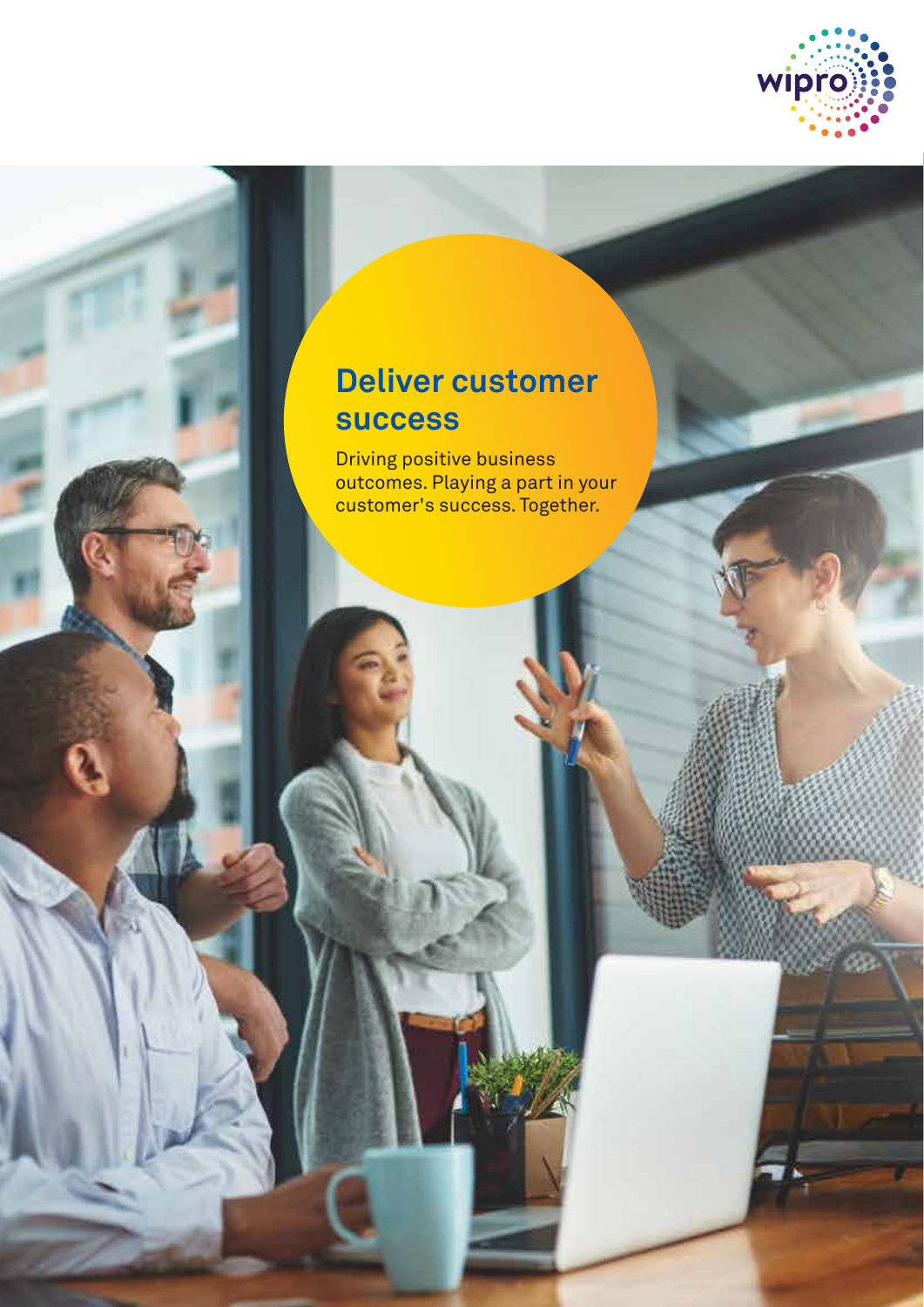# Deliver customer success

Driving positive business outcomes. Playing a part in your customer's success. Together.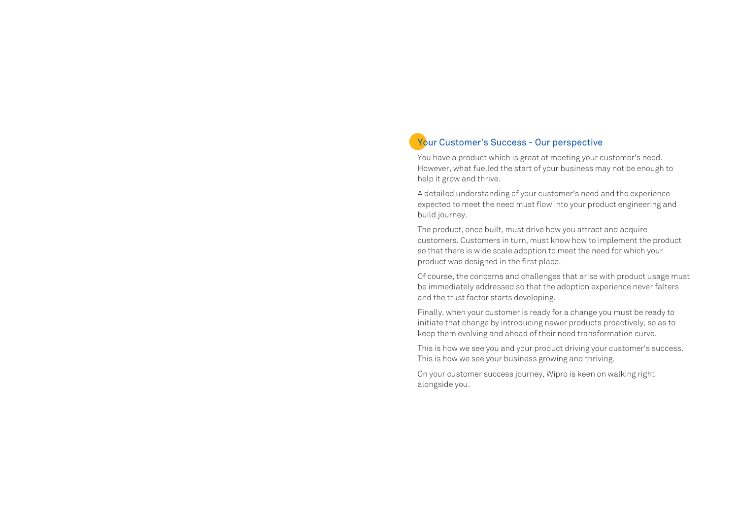## Your Customer's Success - Our perspective

You have a product which is great at meeting your customer's need. However, what fuelled the start of your business may not be enough to help it grow and thrive.

A detailed understanding of your customer's need and the experience expected to meet the need must flow into your product engineering and build journey.

The product, once built, must drive how you attract and acquire customers. Customers in turn, must know how to implement the product so that there is wide scale adoption to meet the need for which your product was designed in the first place.

Of course, the concerns and challenges that arise with product usage must be immediately addressed so that the adoption experience never falters and the trust factor starts developing.

Finally, when your customer is ready for a change you must be ready to initiate that change by introducing newer products proactively, so as to keep them evolving and ahead of their need transformation curve.

This is how we see you and your product driving your customer's success. This is how we see your business growing and thriving.

On your customer success journey, Wipro is keen on walking right alongside you.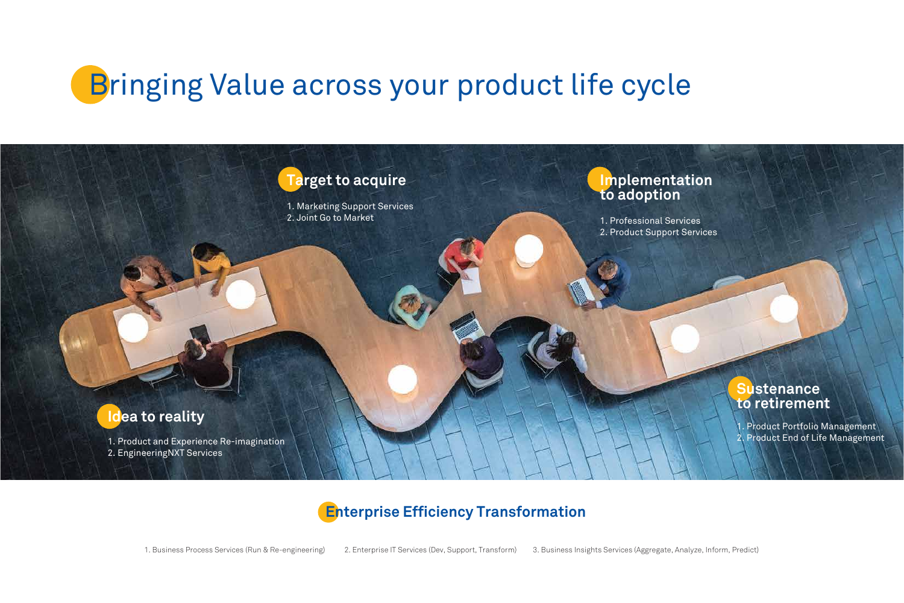# Bringing Value across your product life cycle

## Target to acquire

1. Marketing Support Services
2. Joint Go to Market

## Implementation to adoption

1. Professional Services
2. Product Support Services

## Idea to reality

1. Product and Experience Re-imagination
2. EngineeringNXT Services

## Sustenance to retirement

1. Product Portfolio Management
2. Product End of Life Management

## Enterprise Efficiency Transformation

1. Business Process Services (Run & Re-engineering)
2. Enterprise IT Services (Dev, Support, Transform)
3. Business Insights Services (Aggregate, Analyze, Inform, Predict)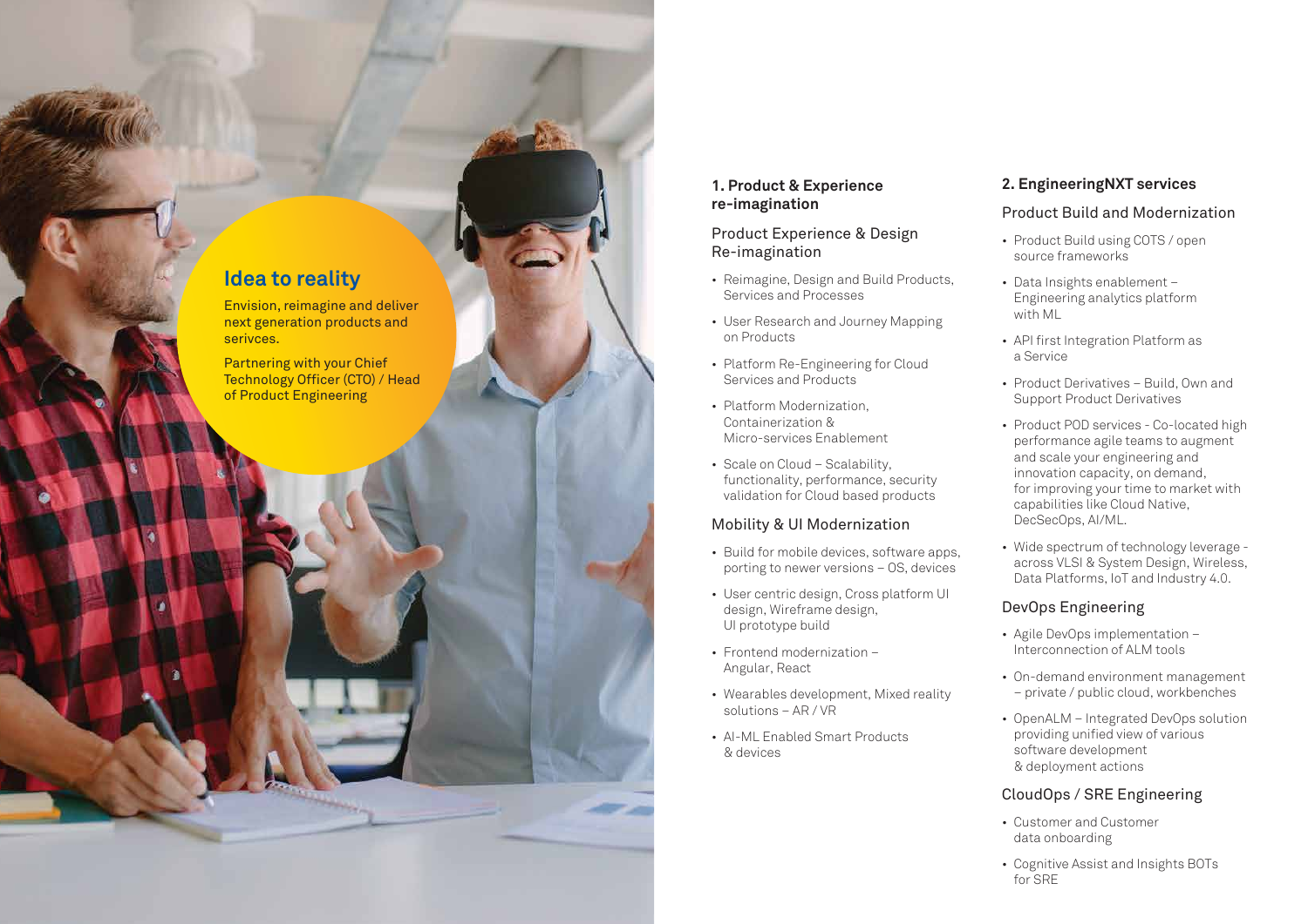## Idea to reality

Envision, reimagine and deliver next generation products and serivces.

Partnering with your Chief Technology Officer (CTO) / Head of Product Engineering

### 1. Product & Experience re-imagination

#### Product Experience & Design Re-imagination

- Reimagine, Design and Build Products, Services and Processes
- User Research and Journey Mapping on Products
- Platform Re-Engineering for Cloud Services and Products
- Platform Modernization, Containerization & Micro-services Enablement
- Scale on Cloud – Scalability, functionality, performance, security validation for Cloud based products

#### Mobility & UI Modernization

- Build for mobile devices, software apps, porting to newer versions – OS, devices
- User centric design, Cross platform UI design, Wireframe design, UI prototype build
- Frontend modernization – Angular, React
- Wearables development, Mixed reality solutions – AR / VR
- AI-ML Enabled Smart Products & devices

### 2. EngineeringNXT services

#### Product Build and Modernization

- Product Build using COTS / open source frameworks
- Data Insights enablement – Engineering analytics platform with ML
- API first Integration Platform as a Service
- Product Derivatives – Build, Own and Support Product Derivatives
- Product POD services - Co-located high performance agile teams to augment and scale your engineering and innovation capacity, on demand, for improving your time to market with capabilities like Cloud Native, DecSecOps, AI/ML.
- Wide spectrum of technology leverage - across VLSI & System Design, Wireless, Data Platforms, IoT and Industry 4.0.

#### DevOps Engineering

- Agile DevOps implementation – Interconnection of ALM tools
- On-demand environment management – private / public cloud, workbenches
- OpenALM – Integrated DevOps solution providing unified view of various software development & deployment actions

#### CloudOps / SRE Engineering

- Customer and Customer data onboarding
- Cognitive Assist and Insights BOTs for SRE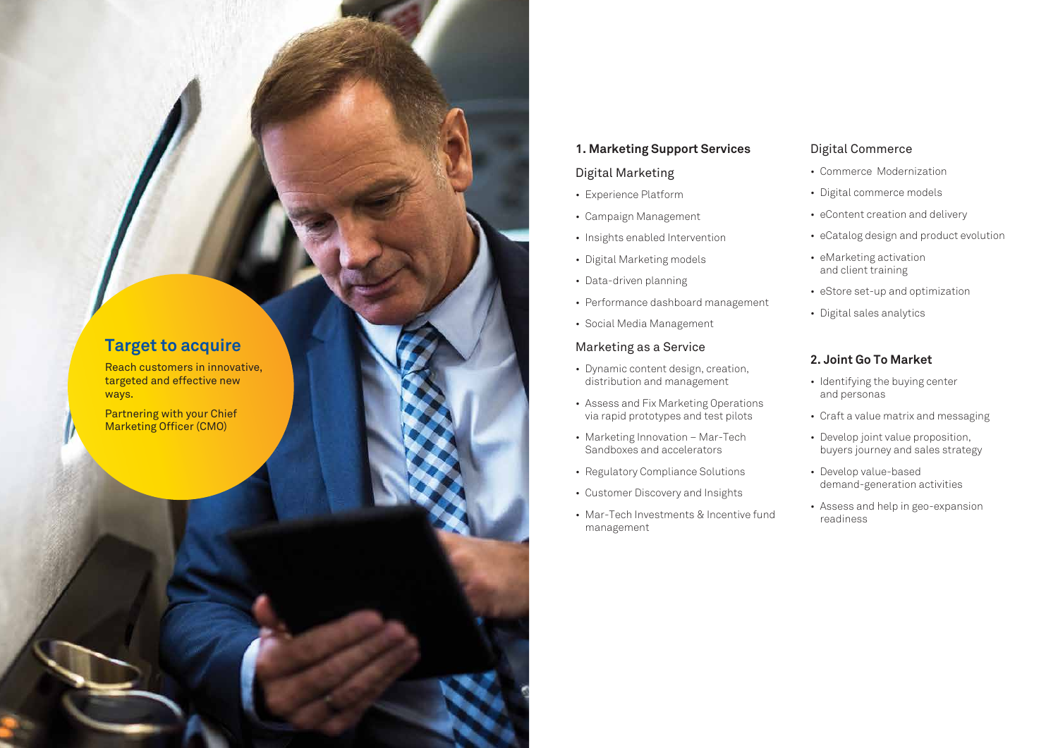## Target to acquire

Reach customers in innovative, targeted and effective new ways.

Partnering with your Chief Marketing Officer (CMO)

### 1. Marketing Support Services

#### Digital Marketing

- Experience Platform
- Campaign Management
- Insights enabled Intervention
- Digital Marketing models
- Data-driven planning
- Performance dashboard management
- Social Media Management

#### Marketing as a Service

- Dynamic content design, creation, distribution and management
- Assess and Fix Marketing Operations via rapid prototypes and test pilots
- Marketing Innovation – Mar-Tech Sandboxes and accelerators
- Regulatory Compliance Solutions
- Customer Discovery and Insights
- Mar-Tech Investments & Incentive fund management

#### Digital Commerce

- Commerce Modernization
- Digital commerce models
- eContent creation and delivery
- eCatalog design and product evolution
- eMarketing activation and client training
- eStore set-up and optimization
- Digital sales analytics

### 2. Joint Go To Market

- Identifying the buying center and personas
- Craft a value matrix and messaging
- Develop joint value proposition, buyers journey and sales strategy
- Develop value-based demand-generation activities
- Assess and help in geo-expansion readiness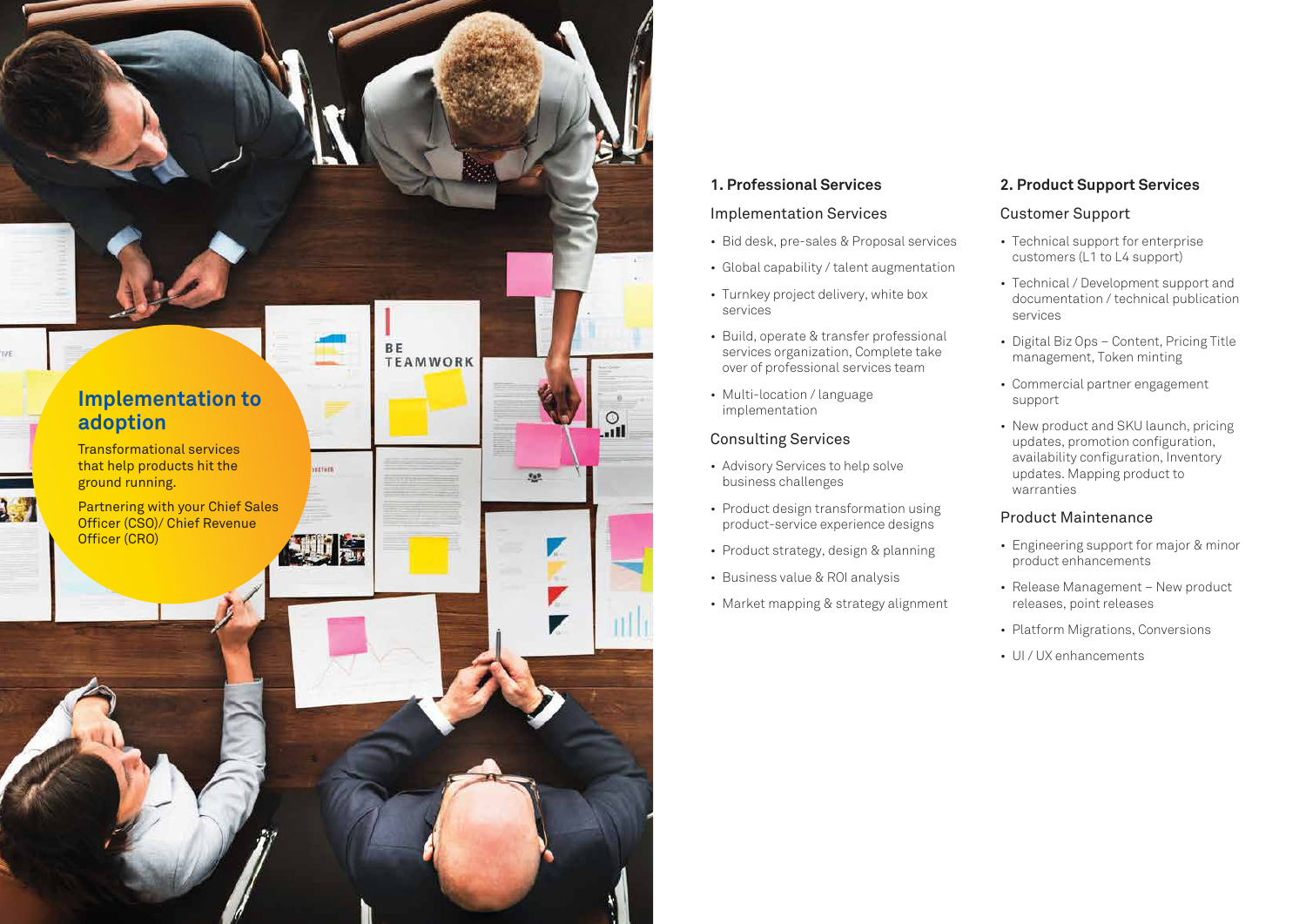## Implementation to adoption

Transformational services that help products hit the ground running.

Partnering with your Chief Sales Officer (CSO)/ Chief Revenue Officer (CRO)

### 1. Professional Services

#### Implementation Services

- Bid desk, pre-sales & Proposal services
- Global capability / talent augmentation
- Turnkey project delivery, white box services
- Build, operate & transfer professional services organization, Complete take over of professional services team
- Multi-location / language implementation

#### Consulting Services

- Advisory Services to help solve business challenges
- Product design transformation using product-service experience designs
- Product strategy, design & planning
- Business value & ROI analysis
- Market mapping & strategy alignment

### 2. Product Support Services

#### Customer Support

- Technical support for enterprise customers (L1 to L4 support)
- Technical / Development support and documentation / technical publication services
- Digital Biz Ops – Content, Pricing Title management, Token minting
- Commercial partner engagement support
- New product and SKU launch, pricing updates, promotion configuration, availability configuration, Inventory updates. Mapping product to warranties

#### Product Maintenance

- Engineering support for major & minor product enhancements
- Release Management – New product releases, point releases
- Platform Migrations, Conversions
- UI / UX enhancements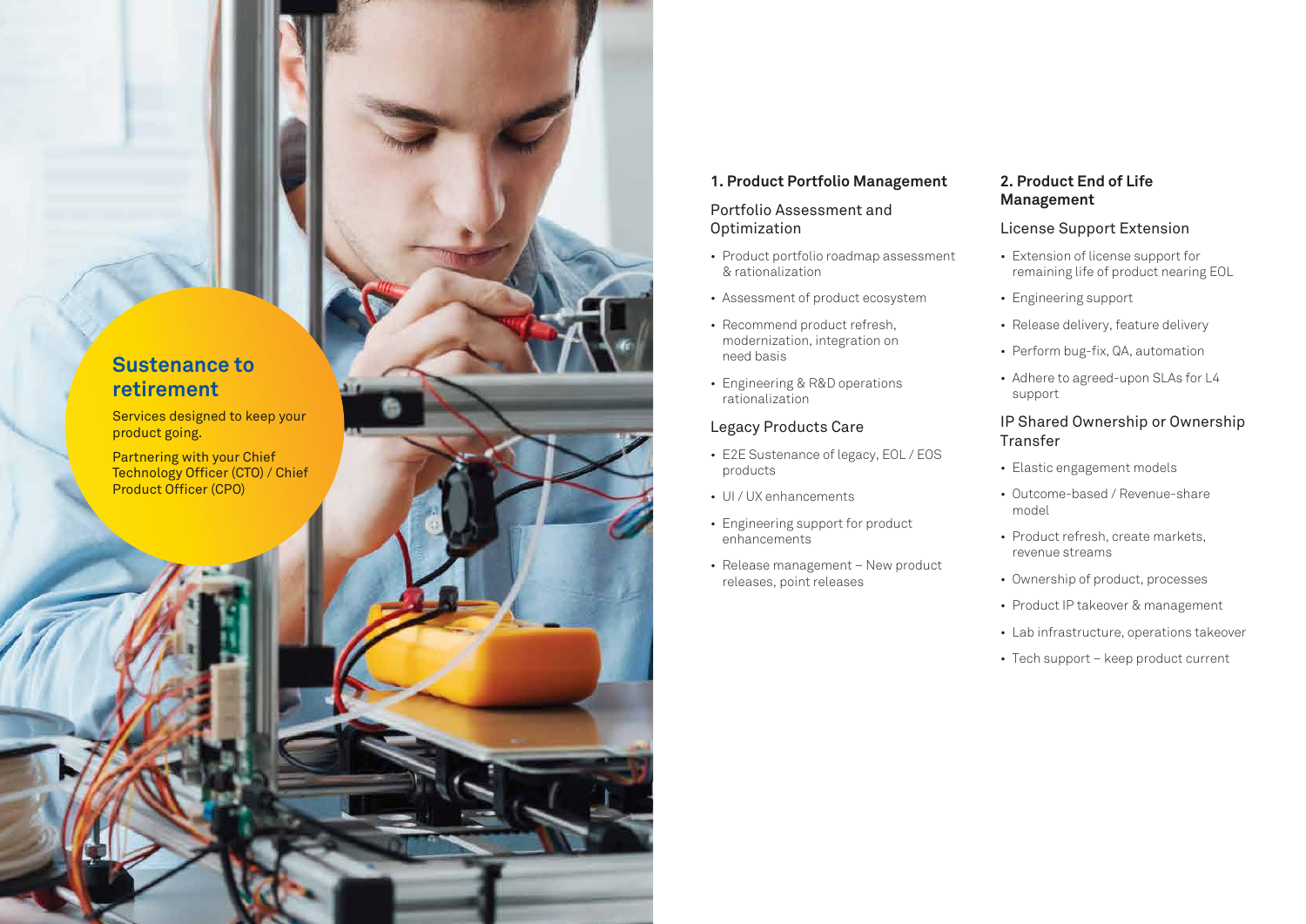## Sustenance to retirement

Services designed to keep your product going.

Partnering with your Chief Technology Officer (CTO) / Chief Product Officer (CPO)

### 1. Product Portfolio Management

#### Portfolio Assessment and Optimization

- Product portfolio roadmap assessment & rationalization
- Assessment of product ecosystem
- Recommend product refresh, modernization, integration on need basis
- Engineering & R&D operations rationalization

#### Legacy Products Care

- E2E Sustenance of legacy, EOL / EOS products
- UI / UX enhancements
- Engineering support for product enhancements
- Release management – New product releases, point releases

### 2. Product End of Life Management

#### License Support Extension

- Extension of license support for remaining life of product nearing EOL
- Engineering support
- Release delivery, feature delivery
- Perform bug-fix, QA, automation
- Adhere to agreed-upon SLAs for L4 support

#### IP Shared Ownership or Ownership Transfer

- Elastic engagement models
- Outcome-based / Revenue-share model
- Product refresh, create markets, revenue streams
- Ownership of product, processes
- Product IP takeover & management
- Lab infrastructure, operations takeover
- Tech support – keep product current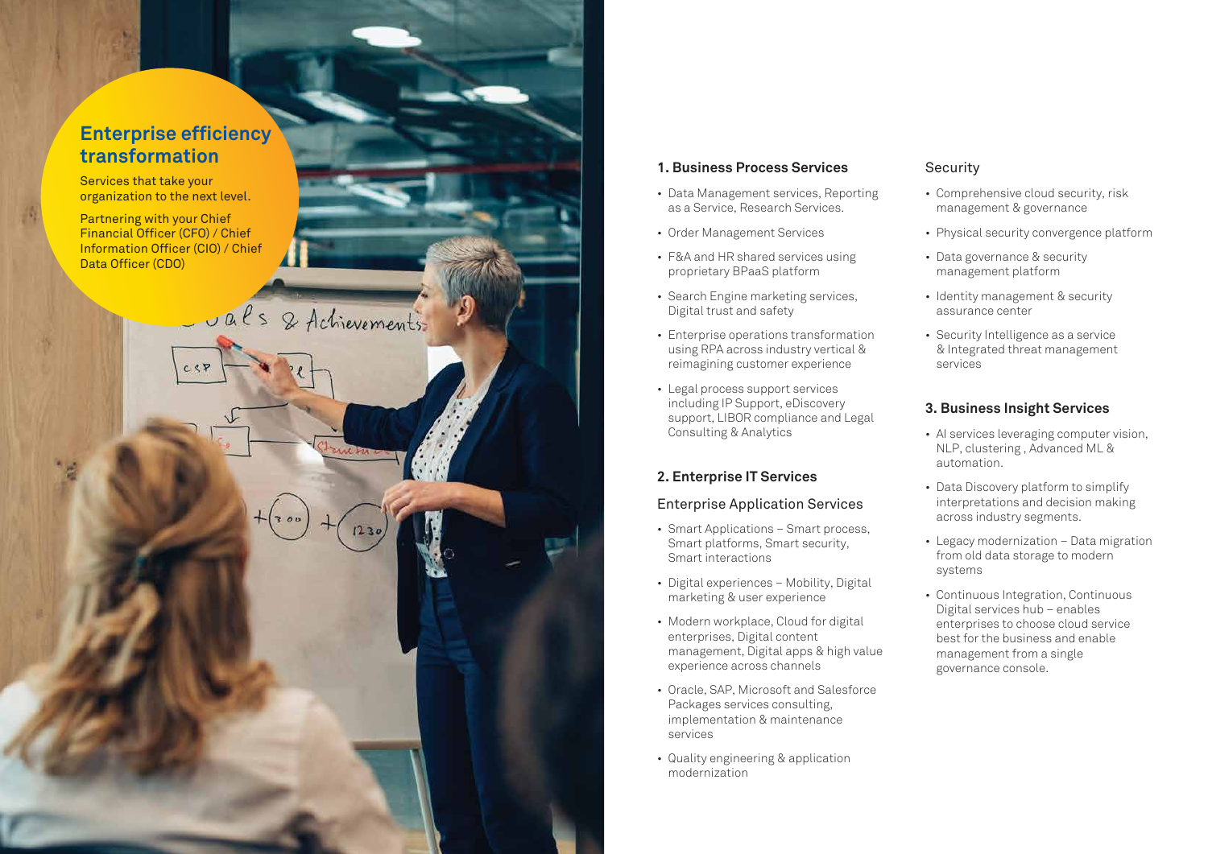## Enterprise efficiency transformation

Services that take your organization to the next level.

Partnering with your Chief Financial Officer (CFO) / Chief Information Officer (CIO) / Chief Data Officer (CDO)

### 1. Business Process Services

- Data Management services, Reporting as a Service, Research Services.
- Order Management Services
- F&A and HR shared services using proprietary BPaaS platform
- Search Engine marketing services, Digital trust and safety
- Enterprise operations transformation using RPA across industry vertical & reimagining customer experience
- Legal process support services including IP Support, eDiscovery support, LIBOR compliance and Legal Consulting & Analytics

### 2. Enterprise IT Services

#### Enterprise Application Services

- Smart Applications – Smart process, Smart platforms, Smart security, Smart interactions
- Digital experiences – Mobility, Digital marketing & user experience
- Modern workplace, Cloud for digital enterprises, Digital content management, Digital apps & high value experience across channels
- Oracle, SAP, Microsoft and Salesforce Packages services consulting, implementation & maintenance services
- Quality engineering & application modernization

#### Security

- Comprehensive cloud security, risk management & governance
- Physical security convergence platform
- Data governance & security management platform
- Identity management & security assurance center
- Security Intelligence as a service & Integrated threat management services

### 3. Business Insight Services

- AI services leveraging computer vision, NLP, clustering , Advanced ML & automation.
- Data Discovery platform to simplify interpretations and decision making across industry segments.
- Legacy modernization – Data migration from old data storage to modern systems
- Continuous Integration, Continuous Digital services hub – enables enterprises to choose cloud service best for the business and enable management from a single governance console.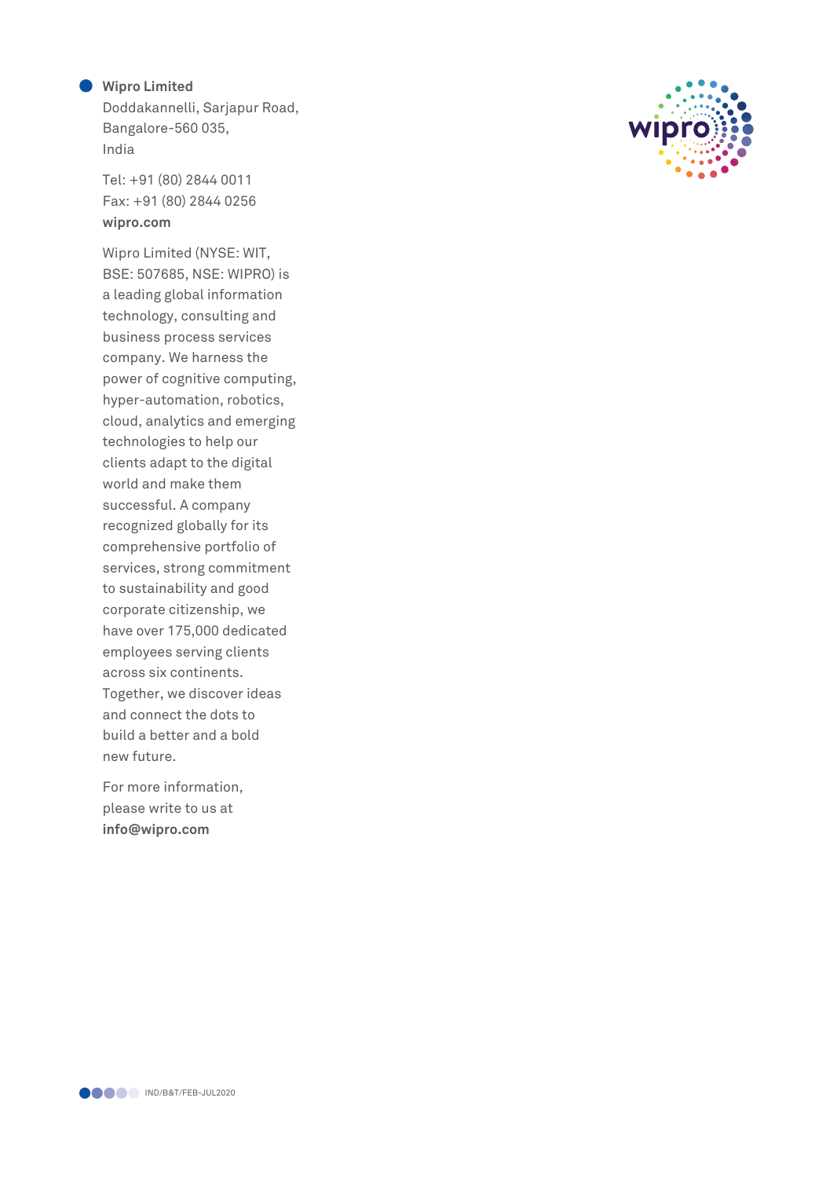**Wipro Limited**
Doddakannelli, Sarjapur Road,
Bangalore-560 035,
India

Tel: +91 (80) 2844 0011
Fax: +91 (80) 2844 0256
**wipro.com**

Wipro Limited (NYSE: WIT, BSE: 507685, NSE: WIPRO) is a leading global information technology, consulting and business process services company. We harness the power of cognitive computing, hyper-automation, robotics, cloud, analytics and emerging technologies to help our clients adapt to the digital world and make them successful. A company recognized globally for its comprehensive portfolio of services, strong commitment to sustainability and good corporate citizenship, we have over 175,000 dedicated employees serving clients across six continents. Together, we discover ideas and connect the dots to build a better and a bold new future.

For more information, please write to us at **info@wipro.com**

IND/B&T/FEB-JUL2020